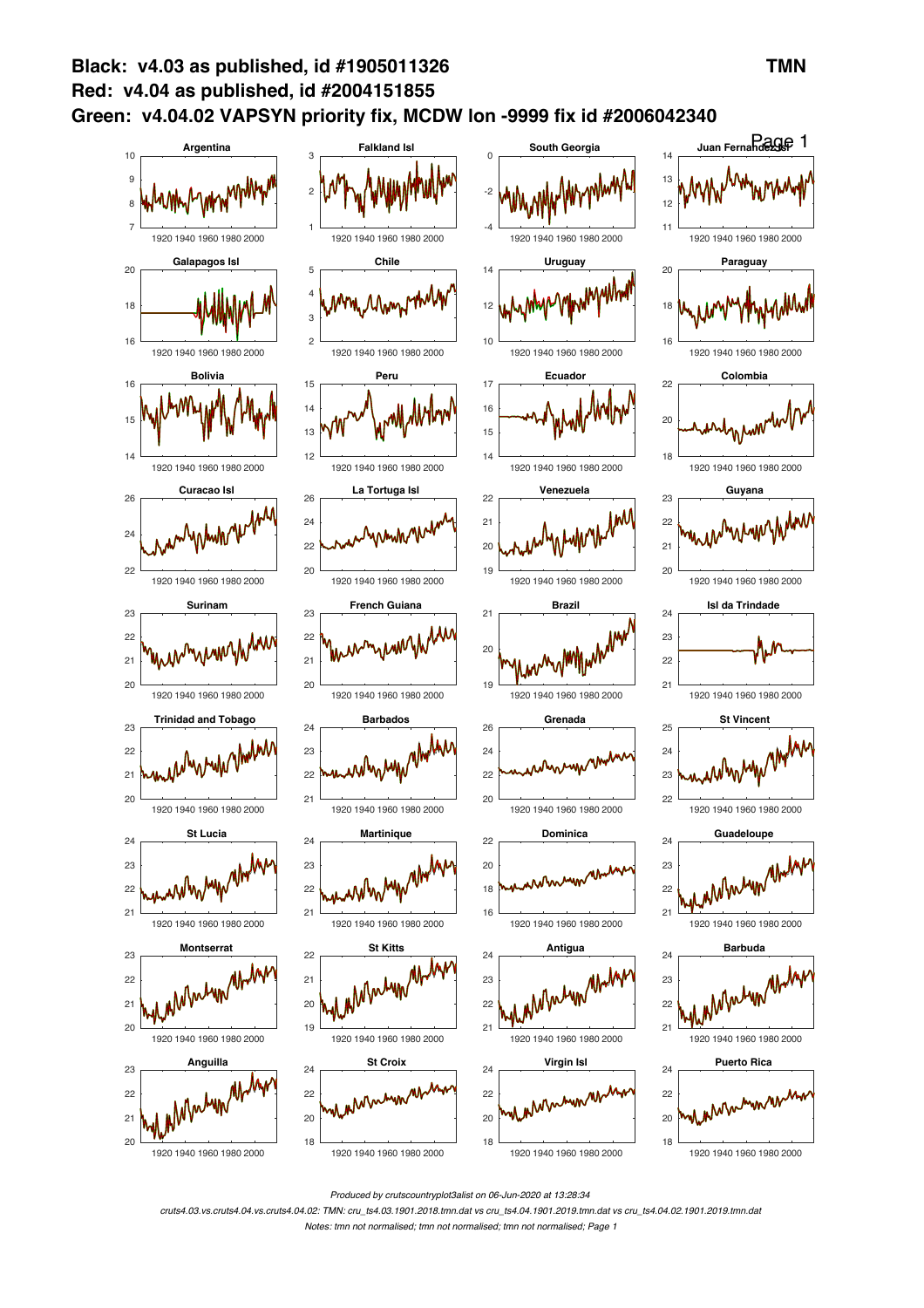**Black: v4.03 as published, id #1905011326**
**Red: v4.04 as published, id #2004151855**
**Green: v4.04.02 VAPSYN priority fix, MCDW lon -9999 fix id #2006042340**

**TMN**

Argentina | Falkland Isl | South Georgia | Juan Fernandez Isl

Galapagos Isl | Chile | Uruguay | Paraguay

Bolivia | Peru | Ecuador | Colombia

Curacao Isl | La Tortuga Isl | Venezuela | Guyana

Surinam | French Guiana | Brazil | Isl da Trindade

Trinidad and Tobago | Barbados | Grenada | St Vincent

St Lucia | Martinique | Dominica | Guadeloupe

Montserrat | St Kitts | Antigua | Barbuda

Anguilla | St Croix | Virgin Isl | Puerto Rica

*Produced by crutscountryplot3alist on 06-Jun-2020 at 13:28:34*

*cruts4.03.vs.cruts4.04.vs.cruts4.04.02: TMN: cru_ts4.03.1901.2018.tmn.dat vs cru_ts4.04.1901.2019.tmn.dat vs cru_ts4.04.02.1901.2019.tmn.dat*

*Notes: tmn not normalised; tmn not normalised; tmn not normalised; Page 1*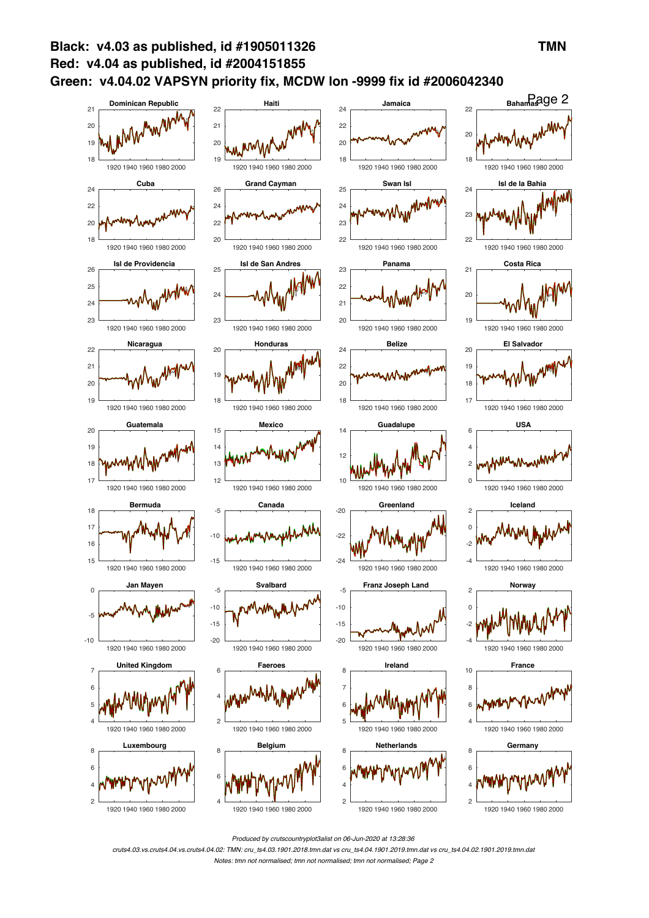**Black: v4.03 as published, id #1905011326** **TMN**

**Red: v4.04 as published, id #2004151855**

**Green: v4.04.02 VAPSYN priority fix, MCDW lon -9999 fix id #2006042340**

Dominican Republic | Haiti | Jamaica | Bahamas
Cuba | Grand Cayman | Swan Isl | Isl de la Bahia
Isl de Providencia | Isl de San Andres | Panama | Costa Rica
Nicaragua | Honduras | Belize | El Salvador
Guatemala | Mexico | Guadalupe | USA
Bermuda | Canada | Greenland | Iceland
Jan Mayen | Svalbard | Franz Joseph Land | Norway
United Kingdom | Faeroes | Ireland | France
Luxembourg | Belgium | Netherlands | Germany

*Produced by crutscountryplot3alist on 06-Jun-2020 at 13:28:36*

*cruts4.03.vs.cruts4.04.vs.cruts4.04.02: TMN: cru_ts4.03.1901.2018.tmn.dat vs cru_ts4.04.1901.2019.tmn.dat vs cru_ts4.04.02.1901.2019.tmn.dat*

*Notes: tmn not normalised; tmn not normalised; tmn not normalised; Page 2*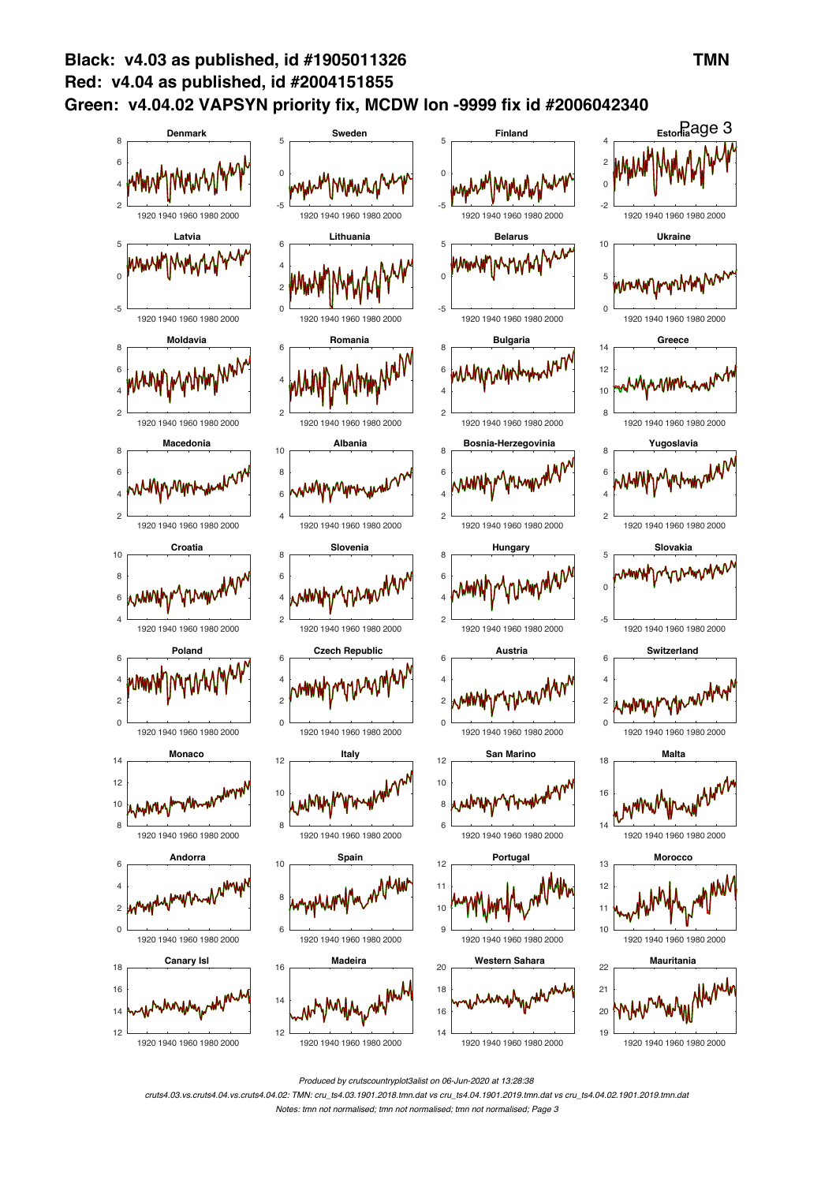**Black: v4.03 as published, id #1905011326** **TMN**

**Red: v4.04 as published, id #2004151855**

**Green: v4.04.02 VAPSYN priority fix, MCDW lon -9999 fix id #2006042340**

Page 3

Denmark, Sweden, Finland, Estonia, Latvia, Lithuania, Belarus, Ukraine, Moldavia, Romania, Bulgaria, Greece, Macedonia, Albania, Bosnia-Herzegovinia, Yugoslavia, Croatia, Slovenia, Hungary, Slovakia, Poland, Czech Republic, Austria, Switzerland, Monaco, Italy, San Marino, Malta, Andorra, Spain, Portugal, Morocco, Canary Isl, Madeira, Western Sahara, Mauritania

*Produced by crutscountryplot3alist on 06-Jun-2020 at 13:28:38*

*cruts4.03.vs.cruts4.04.vs.cruts4.04.02: TMN: cru_ts4.03.1901.2018.tmn.dat vs cru_ts4.04.1901.2019.tmn.dat vs cru_ts4.04.02.1901.2019.tmn.dat*

*Notes: tmn not normalised; tmn not normalised; tmn not normalised; Page 3*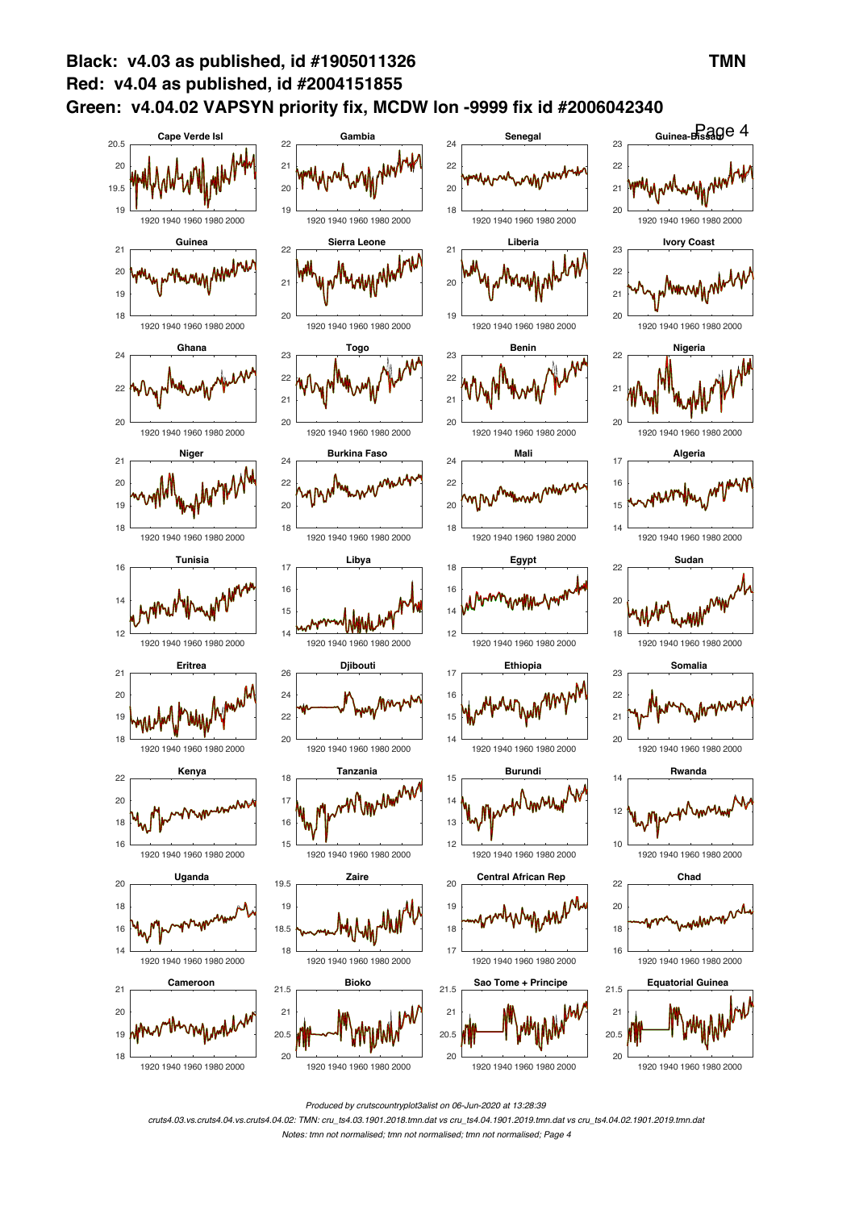**Black: v4.03 as published, id #1905011326** **TMN**

**Red: v4.04 as published, id #2004151855**

**Green: v4.04.02 VAPSYN priority fix, MCDW lon -9999 fix id #2006042340**

Cape Verde Isl, Gambia, Senegal, Guinea-Bissau, Guinea, Sierra Leone, Liberia, Ivory Coast, Ghana, Togo, Benin, Nigeria, Niger, Burkina Faso, Mali, Algeria, Tunisia, Libya, Egypt, Sudan, Eritrea, Djibouti, Ethiopia, Somalia, Kenya, Tanzania, Burundi, Rwanda, Uganda, Zaire, Central African Rep, Chad, Cameroon, Bioko, Sao Tome + Principe, Equatorial Guinea

*Produced by cruscountryplot3alist on 06-Jun-2020 at 13:28:39*

*cruts4.03.vs.cruts4.04.vs.cruts4.04.02: TMN: cru_ts4.03.1901.2018.tmn.dat vs cru_ts4.04.1901.2019.tmn.dat vs cru_ts4.04.02.1901.2019.tmn.dat*

*Notes: tmn not normalised; tmn not normalised; tmn not normalised; Page 4*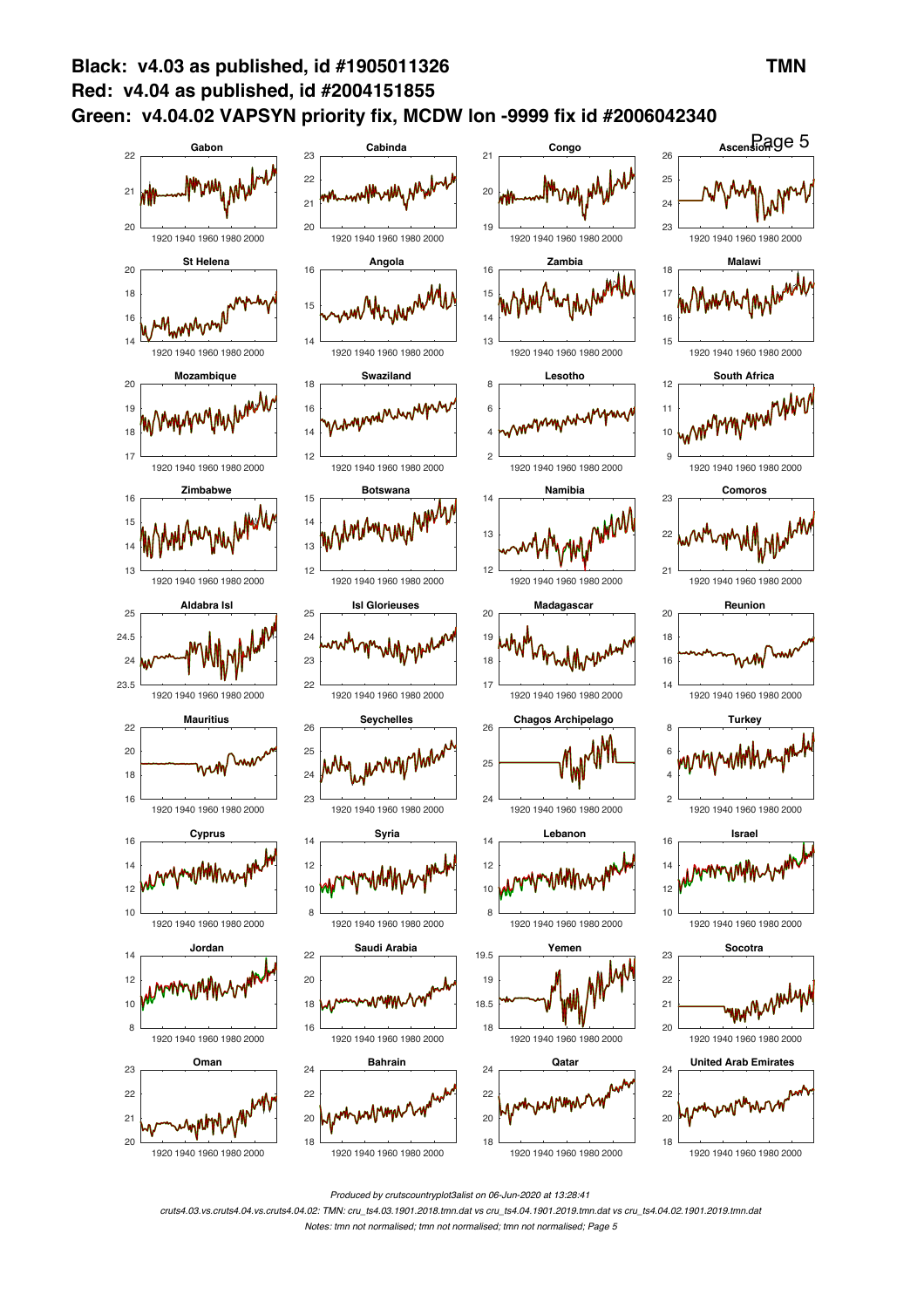**Black: v4.03 as published, id #1905011326** **TMN**

**Red: v4.04 as published, id #2004151855**

**Green: v4.04.02 VAPSYN priority fix, MCDW lon -9999 fix id #2006042340**

Gabon | Cabinda | Congo | Ascension

St Helena | Angola | Zambia | Malawi

Mozambique | Swaziland | Lesotho | South Africa

Zimbabwe | Botswana | Namibia | Comoros

Aldabra Isl | Isl Glorieuses | Madagascar | Reunion

Mauritius | Seychelles | Chagos Archipelago | Turkey

Cyprus | Syria | Lebanon | Israel

Jordan | Saudi Arabia | Yemen | Socotra

Oman | Bahrain | Qatar | United Arab Emirates

*Produced by crutscountryplot3alist on 06-Jun-2020 at 13:28:41*

*cruts4.03.vs.cruts4.04.vs.cruts4.04.02: TMN: cru_ts4.03.1901.2018.tmn.dat vs cru_ts4.04.1901.2019.tmn.dat vs cru_ts4.04.02.1901.2019.tmn.dat*

*Notes: tmn not normalised; tmn not normalised; tmn not normalised; Page 5*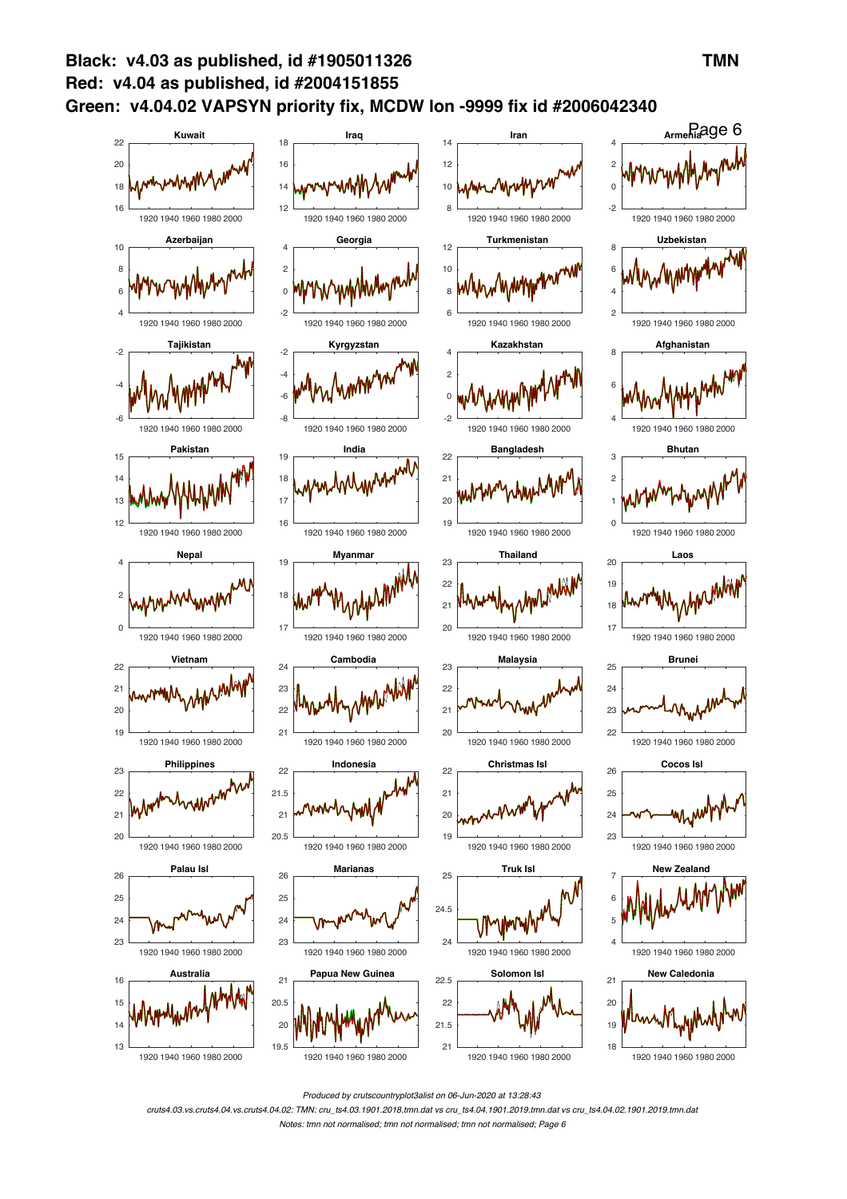**Black: v4.03 as published, id #1905011326** **TMN**

**Red: v4.04 as published, id #2004151855**

**Green: v4.04.02 VAPSYN priority fix, MCDW lon -9999 fix id #2006042340**

Kuwait — Iraq — Iran — Armenia

Azerbaijan — Georgia — Turkmenistan — Uzbekistan

Tajikistan — Kyrgyzstan — Kazakhstan — Afghanistan

Pakistan — India — Bangladesh — Bhutan

Nepal — Myanmar — Thailand — Laos

Vietnam — Cambodia — Malaysia — Brunei

Philippines — Indonesia — Christmas Isl — Cocos Isl

Palau Isl — Marianas — Truk Isl — New Zealand

Australia — Papua New Guinea — Solomon Isl — New Caledonia

*Produced by crutscountryplot3alist on 06-Jun-2020 at 13:28:43*

*cruts4.03.vs.cruts4.04.vs.cruts4.04.02: TMN: cru_ts4.03.1901.2018.tmn.dat vs cru_ts4.04.1901.2019.tmn.dat vs cru_ts4.04.02.1901.2019.tmn.dat*

*Notes: tmn not normalised; tmn not normalised; tmn not normalised; Page 6*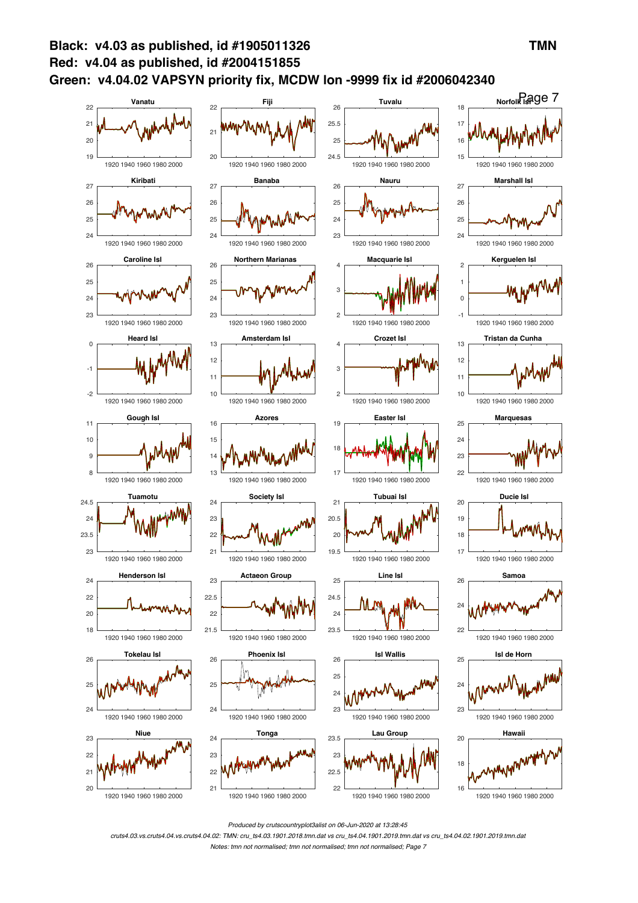**Black: v4.03 as published, id #1905011326** **TMN**

**Red: v4.04 as published, id #2004151855**

**Green: v4.04.02 VAPSYN priority fix, MCDW lon -9999 fix id #2006042340**

Vanatu · Fiji · Tuvalu · Norfolk Isl

Kiribati · Banaba · Nauru · Marshall Isl

Caroline Isl · Northern Marianas · Macquarie Isl · Kerguelen Isl

Heard Isl · Amsterdam Isl · Crozet Isl · Tristan da Cunha

Gough Isl · Azores · Easter Isl · Marquesas

Tuamotu · Society Isl · Tubuai Isl · Ducie Isl

Henderson Isl · Actaeon Group · Line Isl · Samoa

Tokelau Isl · Phoenix Isl · Isl Wallis · Isl de Horn

Niue · Tonga · Lau Group · Hawaii

*Produced by crutscountryplot3alist on 06-Jun-2020 at 13:28:45*

*cruts4.03.vs.cruts4.04.vs.cruts4.04.02: TMN: cru_ts4.03.1901.2018.tmn.dat vs cru_ts4.04.1901.2019.tmn.dat vs cru_ts4.04.02.1901.2019.tmn.dat*

*Notes: tmn not normalised; tmn not normalised; tmn not normalised; Page 7*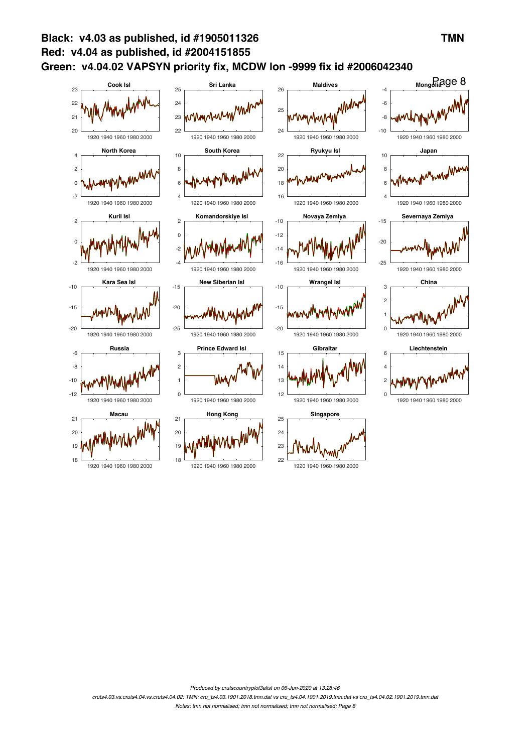**Black: v4.03 as published, id #1905011326**

**Red: v4.04 as published, id #2004151855**

**Green: v4.04.02 VAPSYN priority fix, MCDW lon -9999 fix id #2006042340**

**TMN**

Cook Isl
23
22
21
20
1920 1940 1960 1980 2000

Sri Lanka
25
24
23
22
1920 1940 1960 1980 2000

Maldives
26
25
24
1920 1940 1960 1980 2000

Mongolia
-4
-6
-8
-10
1920 1940 1960 1980 2000

North Korea
4
2
0
-2
1920 1940 1960 1980 2000

South Korea
10
8
6
4
1920 1940 1960 1980 2000

Ryukyu Isl
22
20
18
16
1920 1940 1960 1980 2000

Japan
10
8
6
4
1920 1940 1960 1980 2000

Kuril Isl
2
0
-2
1920 1940 1960 1980 2000

Komandorskiye Isl
2
0
-2
-4
1920 1940 1960 1980 2000

Novaya Zemlya
-10
-12
-14
-16
1920 1940 1960 1980 2000

Severnaya Zemlya
-15
-20
-25
1920 1940 1960 1980 2000

Kara Sea Isl
-10
-15
-20
1920 1940 1960 1980 2000

New Siberian Isl
-15
-20
-25
1920 1940 1960 1980 2000

Wrangel Isl
-10
-15
-20
1920 1940 1960 1980 2000

China
3
2
1
0
1920 1940 1960 1980 2000

Russia
-6
-8
-10
-12
1920 1940 1960 1980 2000

Prince Edward Isl
3
2
1
0
1920 1940 1960 1980 2000

Gibraltar
15
14
13
12
1920 1940 1960 1980 2000

Liechtenstein
6
4
2
0
1920 1940 1960 1980 2000

Macau
21
20
19
18
1920 1940 1960 1980 2000

Hong Kong
21
20
19
18
1920 1940 1960 1980 2000

Singapore
25
24
23
22
1920 1940 1960 1980 2000

*Produced by crutscountryplot3alist on 06-Jun-2020 at 13:28:46*

*cruts4.03.vs.cruts4.04.vs.cruts4.04.02: TMN: cru_ts4.03.1901.2018.tmn.dat vs cru_ts4.04.1901.2019.tmn.dat vs cru_ts4.04.02.1901.2019.tmn.dat*

*Notes: tmn not normalised; tmn not normalised; tmn not normalised; Page 8*